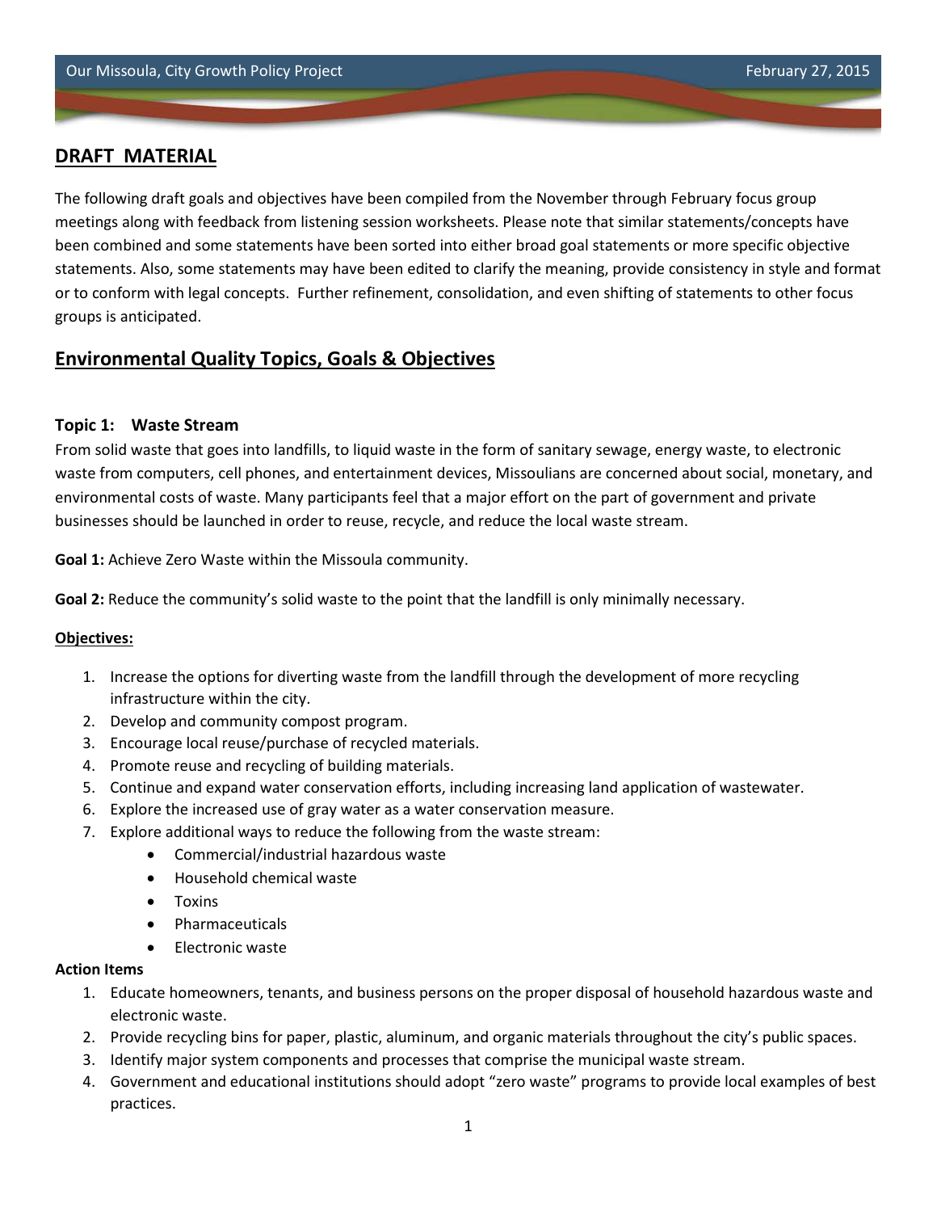## DRAFT MATERIAL

The following draft goals and objectives have been compiled from the November through February focus group meetings along with feedback from listening session worksheets. Please note that similar statements/concepts have been combined and some statements have been sorted into either broad goal statements or more specific objective statements. Also, some statements may have been edited to clarify the meaning, provide consistency in style and format or to conform with legal concepts. Further refinement, consolidation, and even shifting of statements to other focus groups is anticipated.

## Environmental Quality Topics, Goals & Objectives

### Topic 1: Waste Stream

From solid waste that goes into landfills, to liquid waste in the form of sanitary sewage, energy waste, to electronic waste from computers, cell phones, and entertainment devices, Missoulians are concerned about social, monetary, and environmental costs of waste. Many participants feel that a major effort on the part of government and private businesses should be launched in order to reuse, recycle, and reduce the local waste stream.

**Goal 1:** Achieve Zero Waste within the Missoula community.

**Goal 2:** Reduce the community's solid waste to the point that the landfill is only minimally necessary.

**Objectives:**

1. Increase the options for diverting waste from the landfill through the development of more recycling infrastructure within the city.
2. Develop and community compost program.
3. Encourage local reuse/purchase of recycled materials.
4. Promote reuse and recycling of building materials.
5. Continue and expand water conservation efforts, including increasing land application of wastewater.
6. Explore the increased use of gray water as a water conservation measure.
7. Explore additional ways to reduce the following from the waste stream:
   - Commercial/industrial hazardous waste
   - Household chemical waste
   - Toxins
   - Pharmaceuticals
   - Electronic waste

**Action Items**

1. Educate homeowners, tenants, and business persons on the proper disposal of household hazardous waste and electronic waste.
2. Provide recycling bins for paper, plastic, aluminum, and organic materials throughout the city's public spaces.
3. Identify major system components and processes that comprise the municipal waste stream.
4. Government and educational institutions should adopt "zero waste" programs to provide local examples of best practices.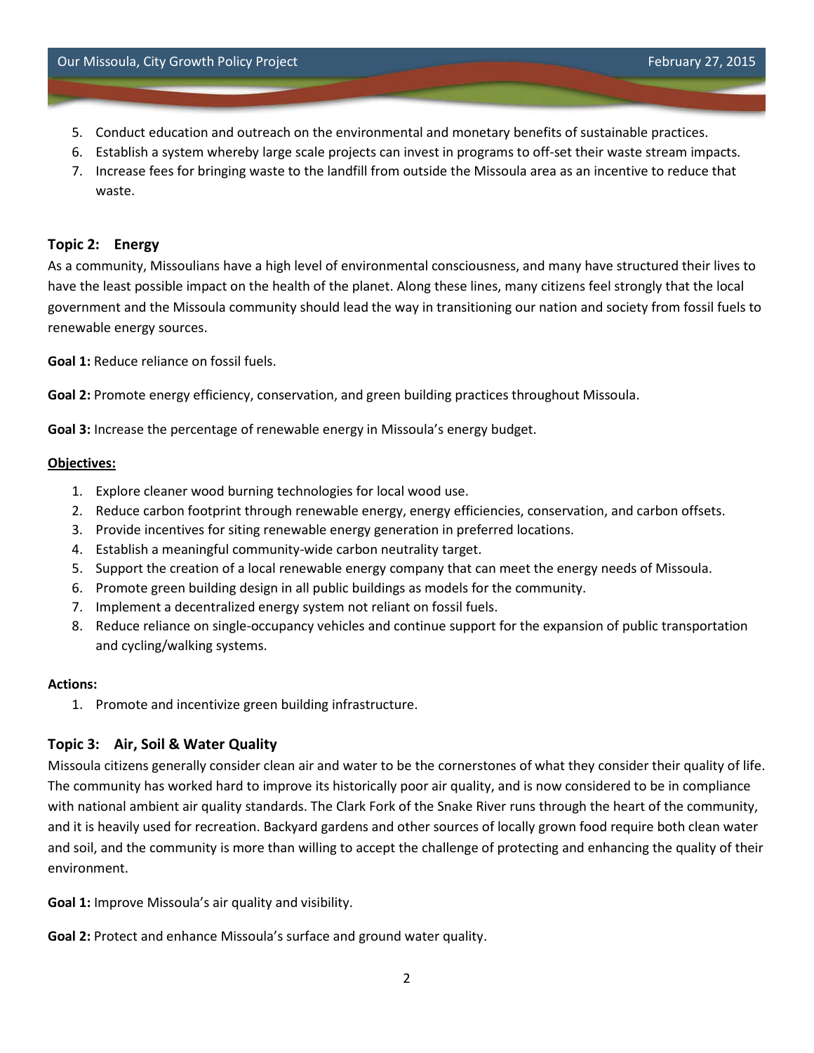5. Conduct education and outreach on the environmental and monetary benefits of sustainable practices.
6. Establish a system whereby large scale projects can invest in programs to off-set their waste stream impacts.
7. Increase fees for bringing waste to the landfill from outside the Missoula area as an incentive to reduce that waste.

### Topic 2: Energy

As a community, Missoulians have a high level of environmental consciousness, and many have structured their lives to have the least possible impact on the health of the planet. Along these lines, many citizens feel strongly that the local government and the Missoula community should lead the way in transitioning our nation and society from fossil fuels to renewable energy sources.

**Goal 1:** Reduce reliance on fossil fuels.

**Goal 2:** Promote energy efficiency, conservation, and green building practices throughout Missoula.

**Goal 3:** Increase the percentage of renewable energy in Missoula's energy budget.

**Objectives:**

1. Explore cleaner wood burning technologies for local wood use.
2. Reduce carbon footprint through renewable energy, energy efficiencies, conservation, and carbon offsets.
3. Provide incentives for siting renewable energy generation in preferred locations.
4. Establish a meaningful community-wide carbon neutrality target.
5. Support the creation of a local renewable energy company that can meet the energy needs of Missoula.
6. Promote green building design in all public buildings as models for the community.
7. Implement a decentralized energy system not reliant on fossil fuels.
8. Reduce reliance on single-occupancy vehicles and continue support for the expansion of public transportation and cycling/walking systems.

**Actions:**

1. Promote and incentivize green building infrastructure.

### Topic 3: Air, Soil & Water Quality

Missoula citizens generally consider clean air and water to be the cornerstones of what they consider their quality of life. The community has worked hard to improve its historically poor air quality, and is now considered to be in compliance with national ambient air quality standards. The Clark Fork of the Snake River runs through the heart of the community, and it is heavily used for recreation. Backyard gardens and other sources of locally grown food require both clean water and soil, and the community is more than willing to accept the challenge of protecting and enhancing the quality of their environment.

**Goal 1:** Improve Missoula's air quality and visibility.

**Goal 2:** Protect and enhance Missoula's surface and ground water quality.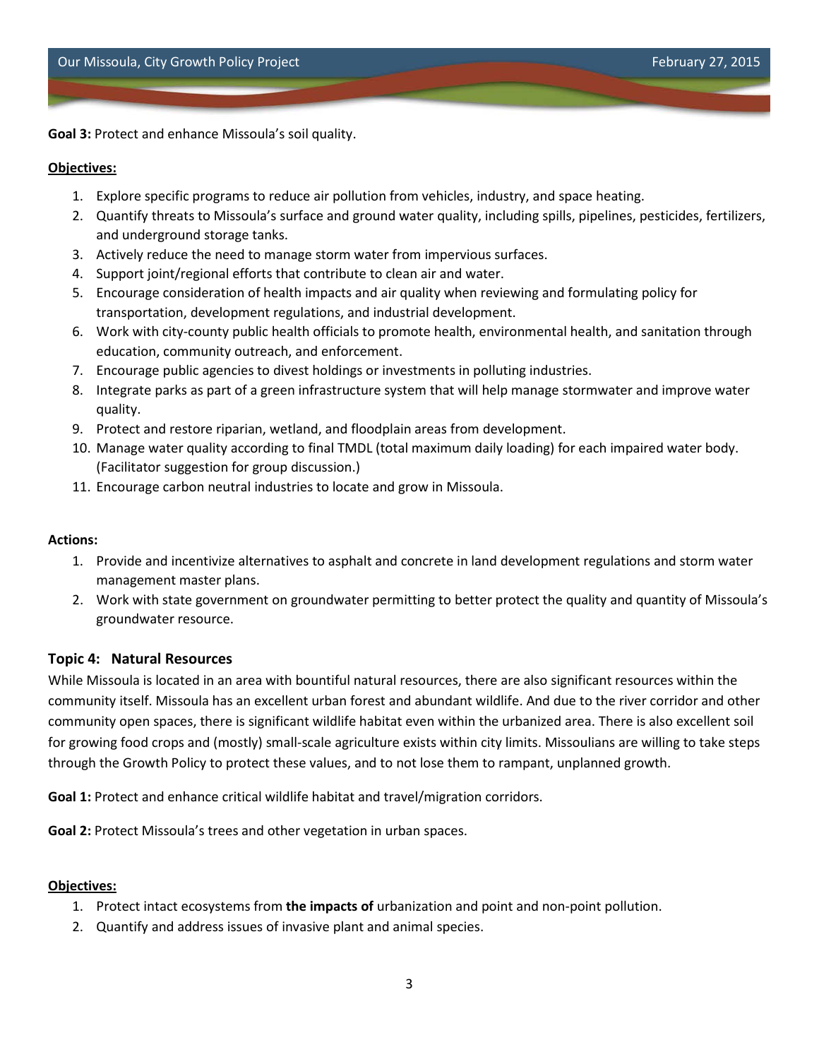**Goal 3:** Protect and enhance Missoula's soil quality.

**Objectives:**

1. Explore specific programs to reduce air pollution from vehicles, industry, and space heating.
2. Quantify threats to Missoula's surface and ground water quality, including spills, pipelines, pesticides, fertilizers, and underground storage tanks.
3. Actively reduce the need to manage storm water from impervious surfaces.
4. Support joint/regional efforts that contribute to clean air and water.
5. Encourage consideration of health impacts and air quality when reviewing and formulating policy for transportation, development regulations, and industrial development.
6. Work with city-county public health officials to promote health, environmental health, and sanitation through education, community outreach, and enforcement.
7. Encourage public agencies to divest holdings or investments in polluting industries.
8. Integrate parks as part of a green infrastructure system that will help manage stormwater and improve water quality.
9. Protect and restore riparian, wetland, and floodplain areas from development.
10. Manage water quality according to final TMDL (total maximum daily loading) for each impaired water body. (Facilitator suggestion for group discussion.)
11. Encourage carbon neutral industries to locate and grow in Missoula.

**Actions:**

1. Provide and incentivize alternatives to asphalt and concrete in land development regulations and storm water management master plans.
2. Work with state government on groundwater permitting to better protect the quality and quantity of Missoula's groundwater resource.

### Topic 4: Natural Resources

While Missoula is located in an area with bountiful natural resources, there are also significant resources within the community itself. Missoula has an excellent urban forest and abundant wildlife. And due to the river corridor and other community open spaces, there is significant wildlife habitat even within the urbanized area. There is also excellent soil for growing food crops and (mostly) small-scale agriculture exists within city limits. Missoulians are willing to take steps through the Growth Policy to protect these values, and to not lose them to rampant, unplanned growth.

**Goal 1:** Protect and enhance critical wildlife habitat and travel/migration corridors.

**Goal 2:** Protect Missoula's trees and other vegetation in urban spaces.

**Objectives:**

1. Protect intact ecosystems from **the impacts of** urbanization and point and non-point pollution.
2. Quantify and address issues of invasive plant and animal species.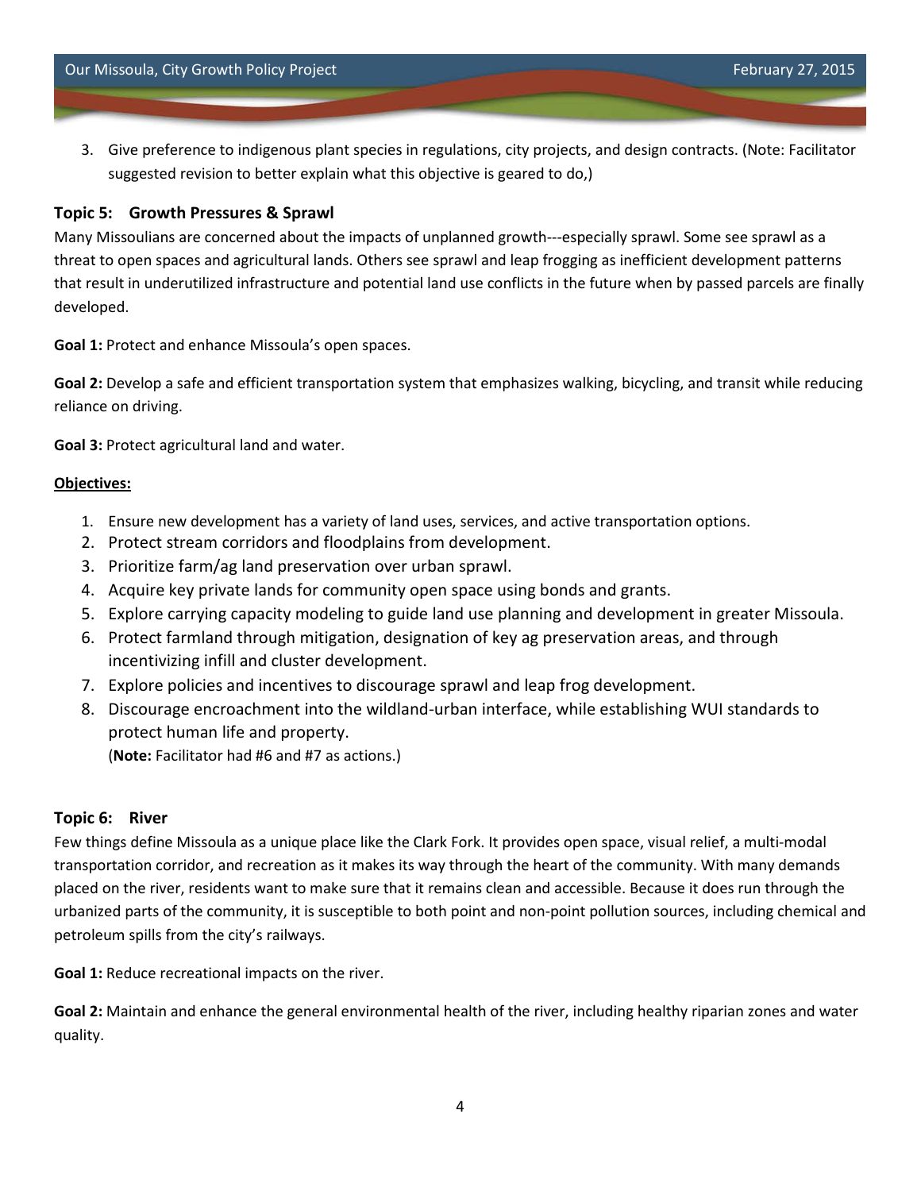3. Give preference to indigenous plant species in regulations, city projects, and design contracts. (Note: Facilitator suggested revision to better explain what this objective is geared to do,)

### Topic 5: Growth Pressures & Sprawl

Many Missoulians are concerned about the impacts of unplanned growth---especially sprawl. Some see sprawl as a threat to open spaces and agricultural lands. Others see sprawl and leap frogging as inefficient development patterns that result in underutilized infrastructure and potential land use conflicts in the future when by passed parcels are finally developed.

**Goal 1:** Protect and enhance Missoula's open spaces.

**Goal 2:** Develop a safe and efficient transportation system that emphasizes walking, bicycling, and transit while reducing reliance on driving.

**Goal 3:** Protect agricultural land and water.

**Objectives:**

1. Ensure new development has a variety of land uses, services, and active transportation options.
2. Protect stream corridors and floodplains from development.
3. Prioritize farm/ag land preservation over urban sprawl.
4. Acquire key private lands for community open space using bonds and grants.
5. Explore carrying capacity modeling to guide land use planning and development in greater Missoula.
6. Protect farmland through mitigation, designation of key ag preservation areas, and through incentivizing infill and cluster development.
7. Explore policies and incentives to discourage sprawl and leap frog development.
8. Discourage encroachment into the wildland-urban interface, while establishing WUI standards to protect human life and property.
   (**Note:** Facilitator had #6 and #7 as actions.)

### Topic 6: River

Few things define Missoula as a unique place like the Clark Fork. It provides open space, visual relief, a multi-modal transportation corridor, and recreation as it makes its way through the heart of the community. With many demands placed on the river, residents want to make sure that it remains clean and accessible. Because it does run through the urbanized parts of the community, it is susceptible to both point and non-point pollution sources, including chemical and petroleum spills from the city's railways.

**Goal 1:** Reduce recreational impacts on the river.

**Goal 2:** Maintain and enhance the general environmental health of the river, including healthy riparian zones and water quality.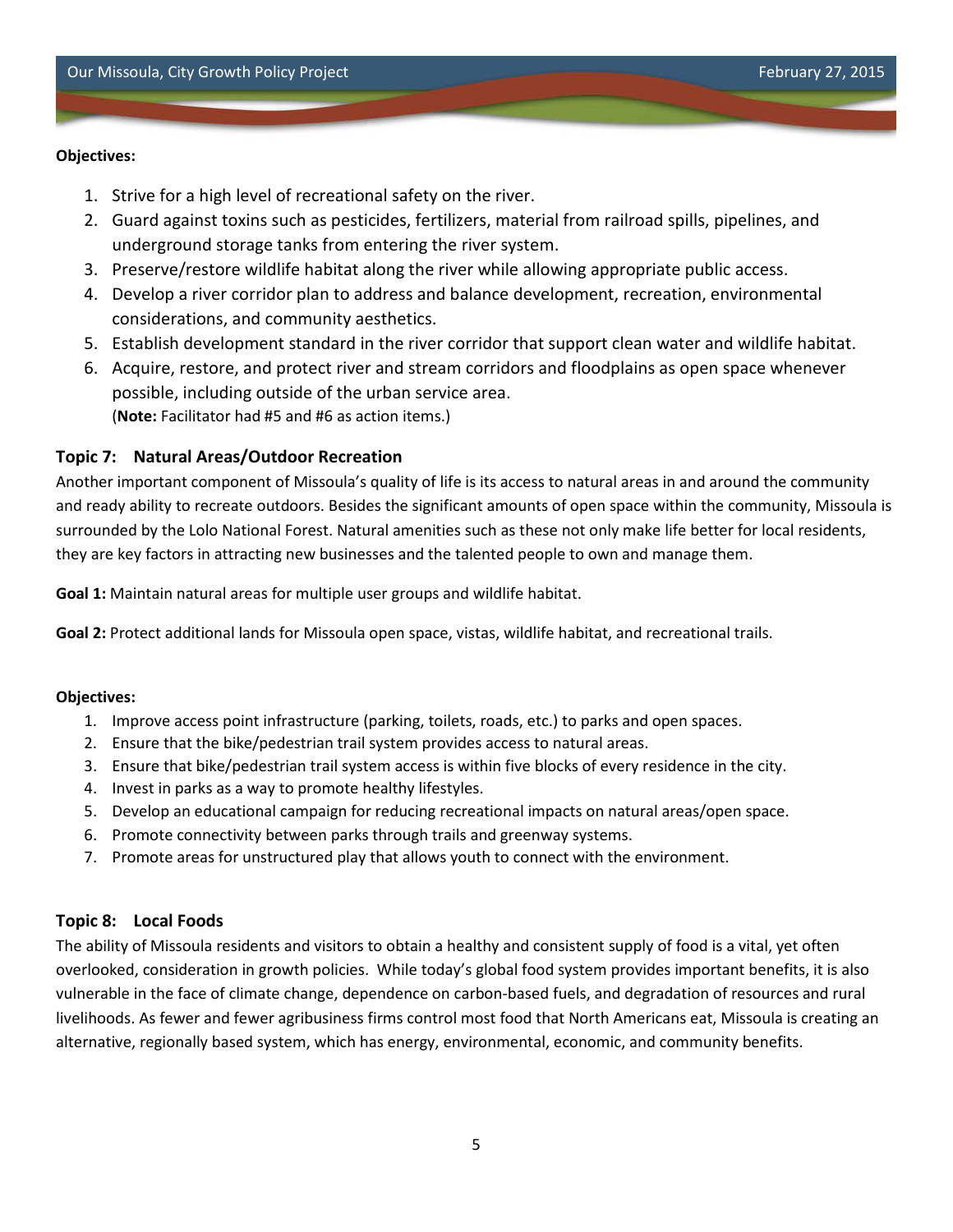**Objectives:**

1. Strive for a high level of recreational safety on the river.
2. Guard against toxins such as pesticides, fertilizers, material from railroad spills, pipelines, and underground storage tanks from entering the river system.
3. Preserve/restore wildlife habitat along the river while allowing appropriate public access.
4. Develop a river corridor plan to address and balance development, recreation, environmental considerations, and community aesthetics.
5. Establish development standard in the river corridor that support clean water and wildlife habitat.
6. Acquire, restore, and protect river and stream corridors and floodplains as open space whenever possible, including outside of the urban service area.
   (**Note:** Facilitator had #5 and #6 as action items.)

### Topic 7: Natural Areas/Outdoor Recreation

Another important component of Missoula's quality of life is its access to natural areas in and around the community and ready ability to recreate outdoors. Besides the significant amounts of open space within the community, Missoula is surrounded by the Lolo National Forest. Natural amenities such as these not only make life better for local residents, they are key factors in attracting new businesses and the talented people to own and manage them.

**Goal 1:** Maintain natural areas for multiple user groups and wildlife habitat.

**Goal 2:** Protect additional lands for Missoula open space, vistas, wildlife habitat, and recreational trails.

**Objectives:**

1. Improve access point infrastructure (parking, toilets, roads, etc.) to parks and open spaces.
2. Ensure that the bike/pedestrian trail system provides access to natural areas.
3. Ensure that bike/pedestrian trail system access is within five blocks of every residence in the city.
4. Invest in parks as a way to promote healthy lifestyles.
5. Develop an educational campaign for reducing recreational impacts on natural areas/open space.
6. Promote connectivity between parks through trails and greenway systems.
7. Promote areas for unstructured play that allows youth to connect with the environment.

### Topic 8: Local Foods

The ability of Missoula residents and visitors to obtain a healthy and consistent supply of food is a vital, yet often overlooked, consideration in growth policies. While today's global food system provides important benefits, it is also vulnerable in the face of climate change, dependence on carbon-based fuels, and degradation of resources and rural livelihoods. As fewer and fewer agribusiness firms control most food that North Americans eat, Missoula is creating an alternative, regionally based system, which has energy, environmental, economic, and community benefits.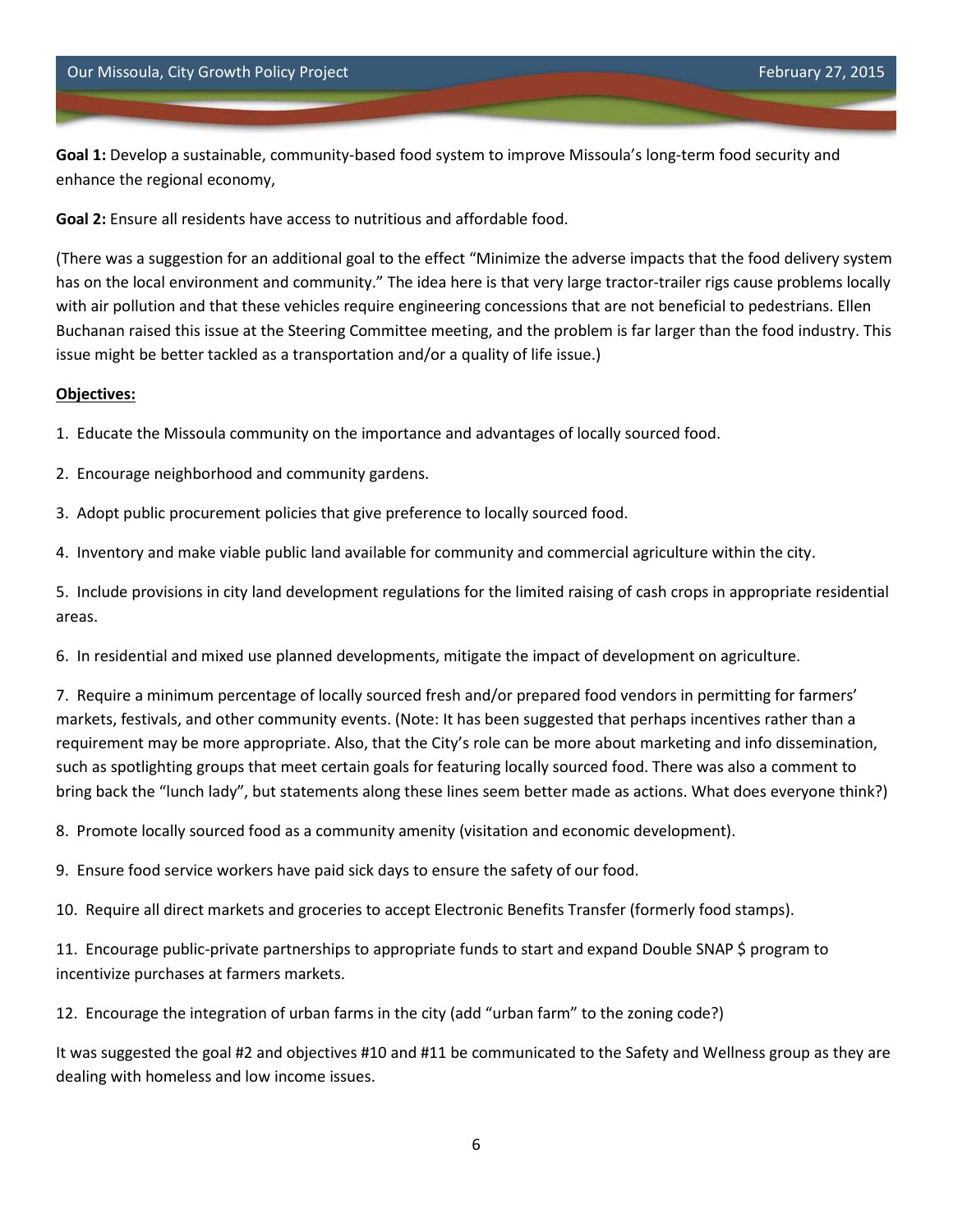**Goal 1:** Develop a sustainable, community-based food system to improve Missoula's long-term food security and enhance the regional economy,

**Goal 2:** Ensure all residents have access to nutritious and affordable food.

(There was a suggestion for an additional goal to the effect "Minimize the adverse impacts that the food delivery system has on the local environment and community." The idea here is that very large tractor-trailer rigs cause problems locally with air pollution and that these vehicles require engineering concessions that are not beneficial to pedestrians. Ellen Buchanan raised this issue at the Steering Committee meeting, and the problem is far larger than the food industry. This issue might be better tackled as a transportation and/or a quality of life issue.)

**Objectives:**

1. Educate the Missoula community on the importance and advantages of locally sourced food.

2. Encourage neighborhood and community gardens.

3. Adopt public procurement policies that give preference to locally sourced food.

4. Inventory and make viable public land available for community and commercial agriculture within the city.

5. Include provisions in city land development regulations for the limited raising of cash crops in appropriate residential areas.

6. In residential and mixed use planned developments, mitigate the impact of development on agriculture.

7. Require a minimum percentage of locally sourced fresh and/or prepared food vendors in permitting for farmers' markets, festivals, and other community events. (Note: It has been suggested that perhaps incentives rather than a requirement may be more appropriate. Also, that the City's role can be more about marketing and info dissemination, such as spotlighting groups that meet certain goals for featuring locally sourced food. There was also a comment to bring back the "lunch lady", but statements along these lines seem better made as actions. What does everyone think?)

8. Promote locally sourced food as a community amenity (visitation and economic development).

9. Ensure food service workers have paid sick days to ensure the safety of our food.

10. Require all direct markets and groceries to accept Electronic Benefits Transfer (formerly food stamps).

11. Encourage public-private partnerships to appropriate funds to start and expand Double SNAP $ program to incentivize purchases at farmers markets.

12. Encourage the integration of urban farms in the city (add "urban farm" to the zoning code?)

It was suggested the goal #2 and objectives #10 and #11 be communicated to the Safety and Wellness group as they are dealing with homeless and low income issues.